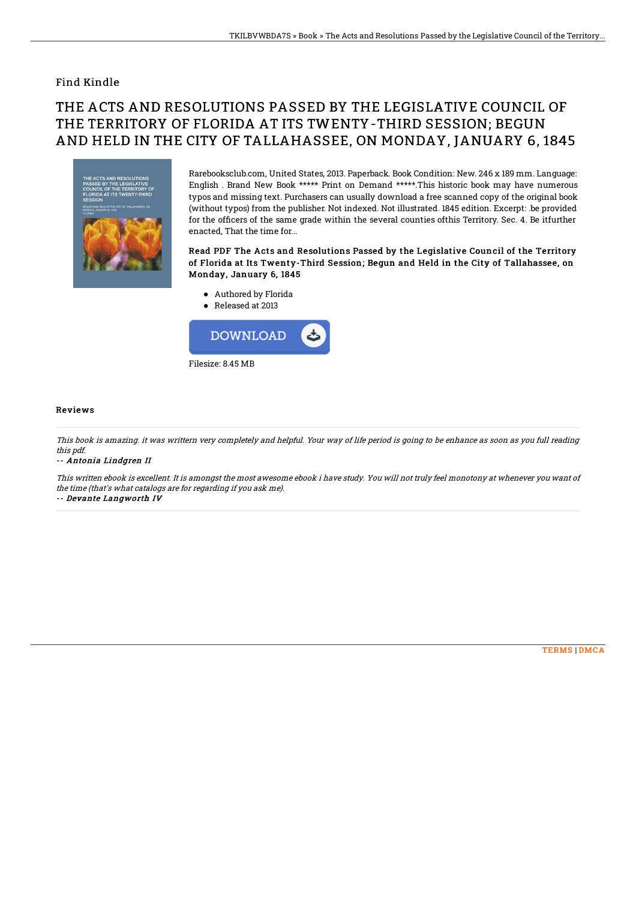# Find Kindle

# THE ACTS AND RESOLUTIONS PASSED BY THE LEGISLATIVE COUNCIL OF THE TERRITORY OF FLORIDA AT ITS TWENTY-THIRD SESSION; BEGUN AND HELD IN THE CITY OF TALLAHASSEE, ON MONDAY, JANUARY 6, 1845

Rarebooksclub.com, United States, 2013. Paperback. Book Condition: New. 246 x 189 mm. Language: English . Brand New Book ***** Print on Demand *****.This historic book may have numerous typos and missing text. Purchasers can usually download a free scanned copy of the original book (without typos) from the publisher. Not indexed. Not illustrated. 1845 edition. Excerpt: .be provided for the officers of the same grade within the several counties ofthis Territory. Sec. 4. Be itfurther enacted, That the time for...

**Read PDF The Acts and Resolutions Passed by the Legislative Council of the Territory of Florida at Its Twenty-Third Session; Begun and Held in the City of Tallahassee, on Monday, January 6, 1845**

- Authored by Florida
- Released at 2013

DOWNLOAD

Filesize: 8.45 MB

## Reviews

*This book is amazing. it was writtern very completely and helpful. Your way of life period is going to be enhance as soon as you full reading this pdf.*

-- ***Antonia Lindgren II***

*This written ebook is excellent. It is amongst the most awesome ebook i have study. You will not truly feel monotony at whenever you want of the time (that's what catalogs are for regarding if you ask me).*

-- ***Devante Langworth IV***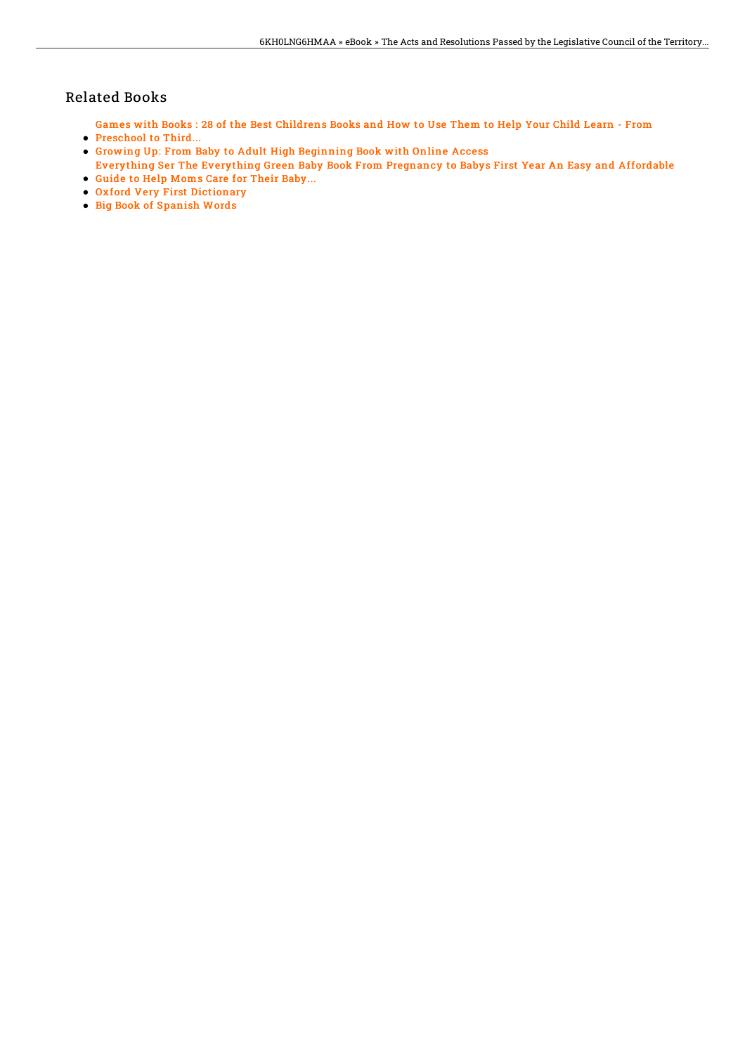## Related Books

- Games with Books : 28 of the Best Childrens Books and How to Use Them to Help Your Child Learn - From Preschool to Third...
- Growing Up: From Baby to Adult High Beginning Book with Online Access
- Everything Ser The Everything Green Baby Book From Pregnancy to Babys First Year An Easy and Affordable Guide to Help Moms Care for Their Baby...
- Oxford Very First Dictionary
- Big Book of Spanish Words